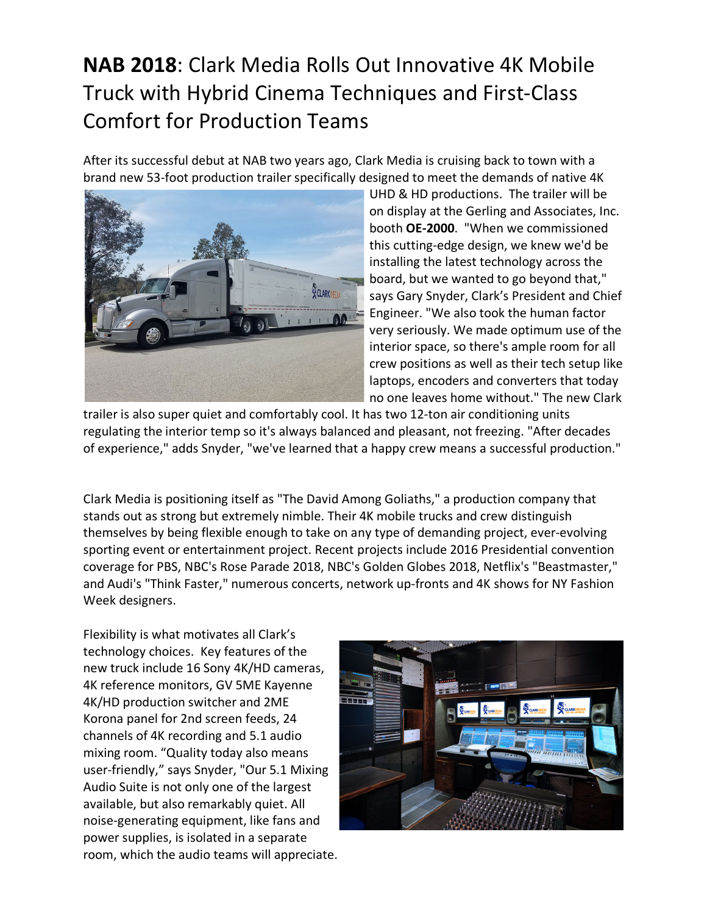# **NAB 2018**: Clark Media Rolls Out Innovative 4K Mobile Truck with Hybrid Cinema Techniques and First-Class Comfort for Production Teams

After its successful debut at NAB two years ago, Clark Media is cruising back to town with a brand new 53-foot production trailer specifically designed to meet the demands of native 4K UHD & HD productions. The trailer will be on display at the Gerling and Associates, Inc. booth **OE-2000**. "When we commissioned this cutting-edge design, we knew we'd be installing the latest technology across the board, but we wanted to go beyond that," says Gary Snyder, Clark's President and Chief Engineer. "We also took the human factor very seriously. We made optimum use of the interior space, so there's ample room for all crew positions as well as their tech setup like laptops, encoders and converters that today no one leaves home without." The new Clark trailer is also super quiet and comfortably cool. It has two 12-ton air conditioning units regulating the interior temp so it's always balanced and pleasant, not freezing. "After decades of experience," adds Snyder, "we've learned that a happy crew means a successful production."

Clark Media is positioning itself as "The David Among Goliaths," a production company that stands out as strong but extremely nimble. Their 4K mobile trucks and crew distinguish themselves by being flexible enough to take on any type of demanding project, ever-evolving sporting event or entertainment project. Recent projects include 2016 Presidential convention coverage for PBS, NBC's Rose Parade 2018, NBC's Golden Globes 2018, Netflix's "Beastmaster," and Audi's "Think Faster," numerous concerts, network up-fronts and 4K shows for NY Fashion Week designers.

Flexibility is what motivates all Clark's technology choices. Key features of the new truck include 16 Sony 4K/HD cameras, 4K reference monitors, GV 5ME Kayenne 4K/HD production switcher and 2ME Korona panel for 2nd screen feeds, 24 channels of 4K recording and 5.1 audio mixing room. "Quality today also means user-friendly," says Snyder, "Our 5.1 Mixing Audio Suite is not only one of the largest available, but also remarkably quiet. All noise-generating equipment, like fans and power supplies, is isolated in a separate room, which the audio teams will appreciate.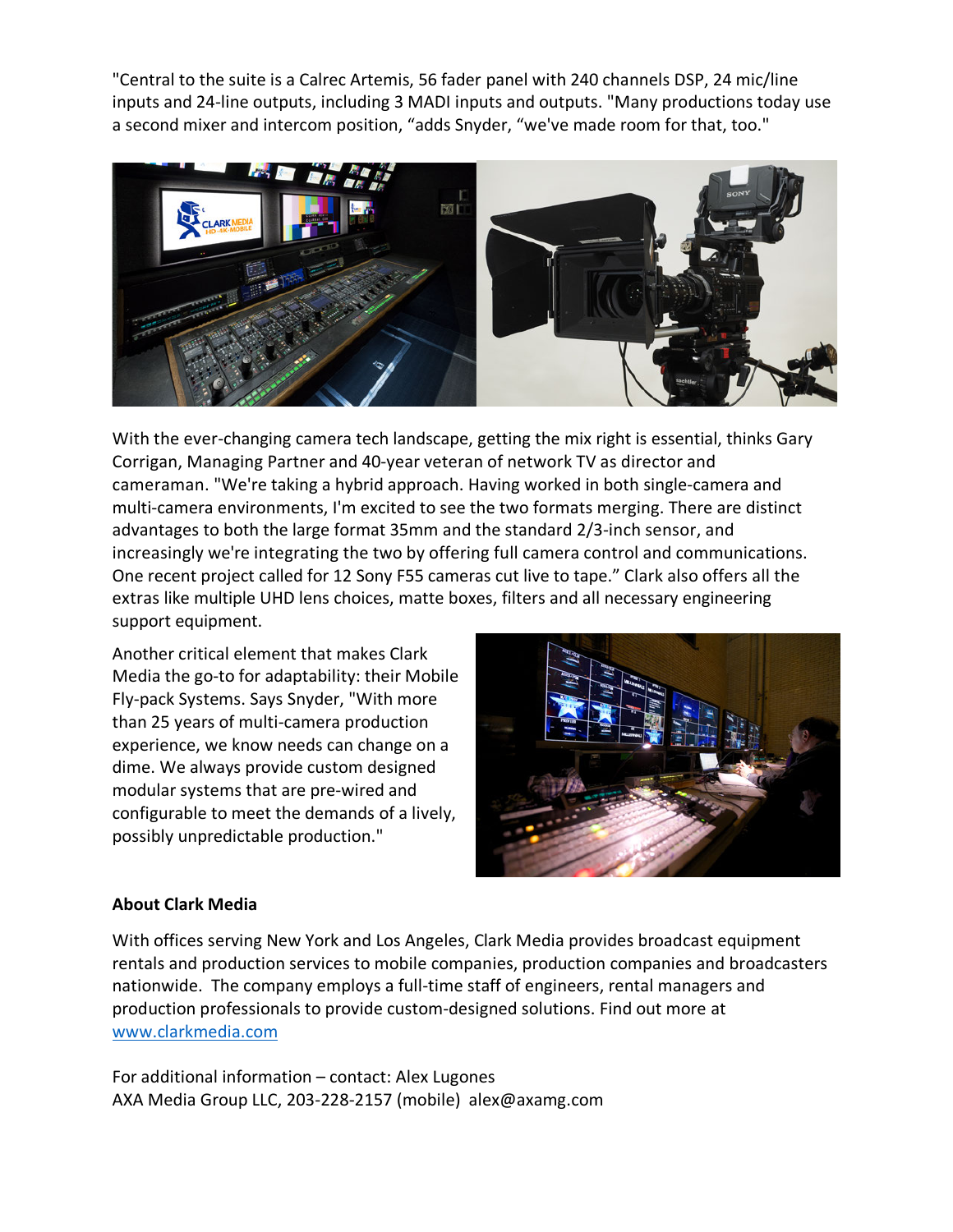"Central to the suite is a Calrec Artemis, 56 fader panel with 240 channels DSP, 24 mic/line inputs and 24-line outputs, including 3 MADI inputs and outputs. "Many productions today use a second mixer and intercom position, "adds Snyder, "we've made room for that, too."

With the ever-changing camera tech landscape, getting the mix right is essential, thinks Gary Corrigan, Managing Partner and 40-year veteran of network TV as director and cameraman. "We're taking a hybrid approach. Having worked in both single-camera and multi-camera environments, I'm excited to see the two formats merging. There are distinct advantages to both the large format 35mm and the standard 2/3-inch sensor, and increasingly we're integrating the two by offering full camera control and communications. One recent project called for 12 Sony F55 cameras cut live to tape." Clark also offers all the extras like multiple UHD lens choices, matte boxes, filters and all necessary engineering support equipment.

Another critical element that makes Clark Media the go-to for adaptability: their Mobile Fly-pack Systems. Says Snyder, "With more than 25 years of multi-camera production experience, we know needs can change on a dime. We always provide custom designed modular systems that are pre-wired and configurable to meet the demands of a lively, possibly unpredictable production."

**About Clark Media**

With offices serving New York and Los Angeles, Clark Media provides broadcast equipment rentals and production services to mobile companies, production companies and broadcasters nationwide. The company employs a full-time staff of engineers, rental managers and production professionals to provide custom-designed solutions. Find out more at www.clarkmedia.com

For additional information – contact: Alex Lugones
AXA Media Group LLC, 203-228-2157 (mobile) alex@axamg.com